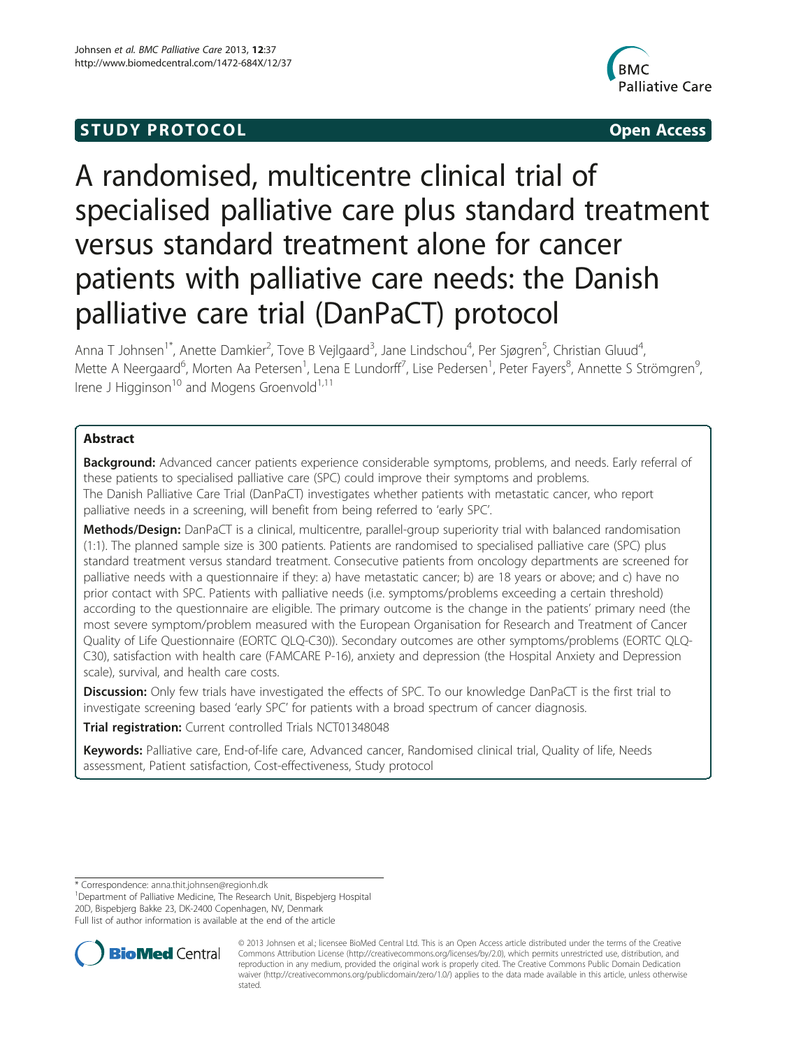STUDY PROTOCOL Open Access

# A randomised, multicentre clinical trial of specialised palliative care plus standard treatment versus standard treatment alone for cancer patients with palliative care needs: the Danish palliative care trial (DanPaCT) protocol

Anna T Johnsen[1*], Anette Damkier[2], Tove B Vejlgaard[3], Jane Lindschou[4], Per Sjøgren[5], Christian Gluud[4], Mette A Neergaard[6], Morten Aa Petersen[1], Lena E Lundorff[7], Lise Pedersen[1], Peter Fayers[8], Annette S Strömgren[9], Irene J Higginson[10] and Mogens Groenvold[1,11]

## Abstract

**Background:** Advanced cancer patients experience considerable symptoms, problems, and needs. Early referral of these patients to specialised palliative care (SPC) could improve their symptoms and problems.
The Danish Palliative Care Trial (DanPaCT) investigates whether patients with metastatic cancer, who report palliative needs in a screening, will benefit from being referred to 'early SPC'.

**Methods/Design:** DanPaCT is a clinical, multicentre, parallel-group superiority trial with balanced randomisation (1:1). The planned sample size is 300 patients. Patients are randomised to specialised palliative care (SPC) plus standard treatment versus standard treatment. Consecutive patients from oncology departments are screened for palliative needs with a questionnaire if they: a) have metastatic cancer; b) are 18 years or above; and c) have no prior contact with SPC. Patients with palliative needs (i.e. symptoms/problems exceeding a certain threshold) according to the questionnaire are eligible. The primary outcome is the change in the patients' primary need (the most severe symptom/problem measured with the European Organisation for Research and Treatment of Cancer Quality of Life Questionnaire (EORTC QLQ-C30)). Secondary outcomes are other symptoms/problems (EORTC QLQ-C30), satisfaction with health care (FAMCARE P-16), anxiety and depression (the Hospital Anxiety and Depression scale), survival, and health care costs.

**Discussion:** Only few trials have investigated the effects of SPC. To our knowledge DanPaCT is the first trial to investigate screening based 'early SPC' for patients with a broad spectrum of cancer diagnosis.

**Trial registration:** Current controlled Trials NCT01348048

**Keywords:** Palliative care, End-of-life care, Advanced cancer, Randomised clinical trial, Quality of life, Needs assessment, Patient satisfaction, Cost-effectiveness, Study protocol

---

\* Correspondence: anna.thit.johnsen@regionh.dk
[1]Department of Palliative Medicine, The Research Unit, Bispebjerg Hospital 20D, Bispebjerg Bakke 23, DK-2400 Copenhagen, NV, Denmark
Full list of author information is available at the end of the article

© 2013 Johnsen et al.; licensee BioMed Central Ltd. This is an Open Access article distributed under the terms of the Creative Commons Attribution License (http://creativecommons.org/licenses/by/2.0), which permits unrestricted use, distribution, and reproduction in any medium, provided the original work is properly cited. The Creative Commons Public Domain Dedication waiver (http://creativecommons.org/publicdomain/zero/1.0/) applies to the data made available in this article, unless otherwise stated.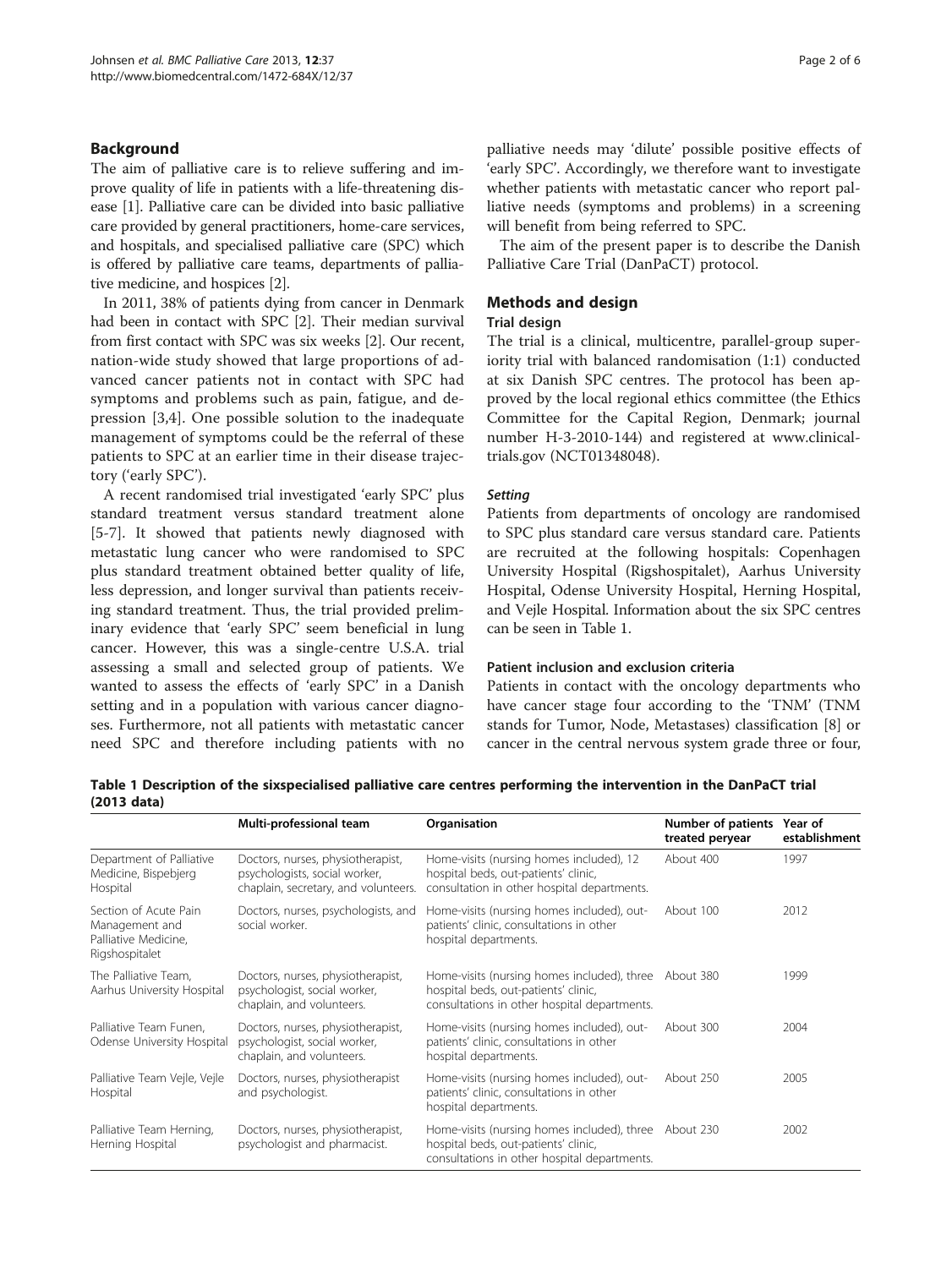## Background

The aim of palliative care is to relieve suffering and improve quality of life in patients with a life-threatening disease [1]. Palliative care can be divided into basic palliative care provided by general practitioners, home-care services, and hospitals, and specialised palliative care (SPC) which is offered by palliative care teams, departments of palliative medicine, and hospices [2].

In 2011, 38% of patients dying from cancer in Denmark had been in contact with SPC [2]. Their median survival from first contact with SPC was six weeks [2]. Our recent, nation-wide study showed that large proportions of advanced cancer patients not in contact with SPC had symptoms and problems such as pain, fatigue, and depression [3,4]. One possible solution to the inadequate management of symptoms could be the referral of these patients to SPC at an earlier time in their disease trajectory ('early SPC').

A recent randomised trial investigated 'early SPC' plus standard treatment versus standard treatment alone [5-7]. It showed that patients newly diagnosed with metastatic lung cancer who were randomised to SPC plus standard treatment obtained better quality of life, less depression, and longer survival than patients receiving standard treatment. Thus, the trial provided preliminary evidence that 'early SPC' seem beneficial in lung cancer. However, this was a single-centre U.S.A. trial assessing a small and selected group of patients. We wanted to assess the effects of 'early SPC' in a Danish setting and in a population with various cancer diagnoses. Furthermore, not all patients with metastatic cancer need SPC and therefore including patients with no palliative needs may 'dilute' possible positive effects of 'early SPC'. Accordingly, we therefore want to investigate whether patients with metastatic cancer who report palliative needs (symptoms and problems) in a screening will benefit from being referred to SPC.

The aim of the present paper is to describe the Danish Palliative Care Trial (DanPaCT) protocol.

## Methods and design

### Trial design

The trial is a clinical, multicentre, parallel-group superiority trial with balanced randomisation (1:1) conducted at six Danish SPC centres. The protocol has been approved by the local regional ethics committee (the Ethics Committee for the Capital Region, Denmark; journal number H-3-2010-144) and registered at www.clinicaltrials.gov (NCT01348048).

#### *Setting*

Patients from departments of oncology are randomised to SPC plus standard care versus standard care. Patients are recruited at the following hospitals: Copenhagen University Hospital (Rigshospitalet), Aarhus University Hospital, Odense University Hospital, Herning Hospital, and Vejle Hospital. Information about the six SPC centres can be seen in Table 1.

**Table 1 Description of the sixspecialised palliative care centres performing the intervention in the DanPaCT trial (2013 data)**

| | Multi-professional team | Organisation | Number of patients treated peryear | Year of establishment |
|---|---|---|---|---|
| Department of Palliative Medicine, Bispebjerg Hospital | Doctors, nurses, physiotherapist, psychologists, social worker, chaplain, secretary, and volunteers. | Home-visits (nursing homes included), 12 hospital beds, out-patients' clinic, consultation in other hospital departments. | About 400 | 1997 |
| Section of Acute Pain Management and Palliative Medicine, Rigshospitalet | Doctors, nurses, psychologists, and social worker. | Home-visits (nursing homes included), out-patients' clinic, consultations in other hospital departments. | About 100 | 2012 |
| The Palliative Team, Aarhus University Hospital | Doctors, nurses, physiotherapist, psychologist, social worker, chaplain, and volunteers. | Home-visits (nursing homes included), three hospital beds, out-patients' clinic, consultations in other hospital departments. | About 380 | 1999 |
| Palliative Team Funen, Odense University Hospital | Doctors, nurses, physiotherapist, psychologist, social worker, chaplain, and volunteers. | Home-visits (nursing homes included), out-patients' clinic, consultations in other hospital departments. | About 300 | 2004 |
| Palliative Team Vejle, Vejle Hospital | Doctors, nurses, physiotherapist and psychologist. | Home-visits (nursing homes included), out-patients' clinic, consultations in other hospital departments. | About 250 | 2005 |
| Palliative Team Herning, Herning Hospital | Doctors, nurses, physiotherapist, psychologist and pharmacist. | Home-visits (nursing homes included), three hospital beds, out-patients' clinic, consultations in other hospital departments. | About 230 | 2002 |

#### Patient inclusion and exclusion criteria

Patients in contact with the oncology departments who have cancer stage four according to the 'TNM' (TNM stands for Tumor, Node, Metastases) classification [8] or cancer in the central nervous system grade three or four,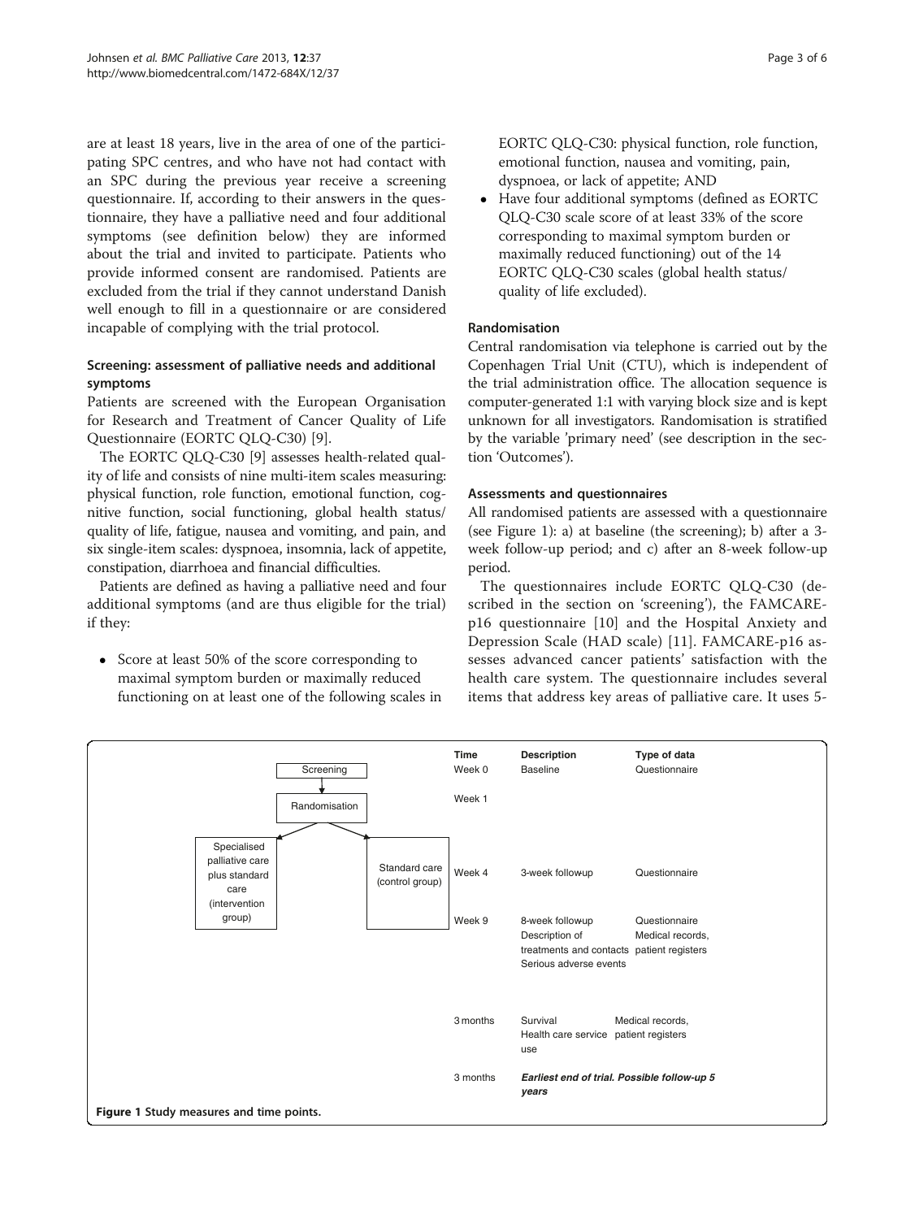are at least 18 years, live in the area of one of the participating SPC centres, and who have not had contact with an SPC during the previous year receive a screening questionnaire. If, according to their answers in the questionnaire, they have a palliative need and four additional symptoms (see definition below) they are informed about the trial and invited to participate. Patients who provide informed consent are randomised. Patients are excluded from the trial if they cannot understand Danish well enough to fill in a questionnaire or are considered incapable of complying with the trial protocol.

### Screening: assessment of palliative needs and additional symptoms

Patients are screened with the European Organisation for Research and Treatment of Cancer Quality of Life Questionnaire (EORTC QLQ-C30) [9].

The EORTC QLQ-C30 [9] assesses health-related quality of life and consists of nine multi-item scales measuring: physical function, role function, emotional function, cognitive function, social functioning, global health status/quality of life, fatigue, nausea and vomiting, and pain, and six single-item scales: dyspnoea, insomnia, lack of appetite, constipation, diarrhoea and financial difficulties.

Patients are defined as having a palliative need and four additional symptoms (and are thus eligible for the trial) if they:

- Score at least 50% of the score corresponding to maximal symptom burden or maximally reduced functioning on at least one of the following scales in EORTC QLQ-C30: physical function, role function, emotional function, nausea and vomiting, pain, dyspnoea, or lack of appetite; AND
- Have four additional symptoms (defined as EORTC QLQ-C30 scale score of at least 33% of the score corresponding to maximal symptom burden or maximally reduced functioning) out of the 14 EORTC QLQ-C30 scales (global health status/quality of life excluded).

### Randomisation

Central randomisation via telephone is carried out by the Copenhagen Trial Unit (CTU), which is independent of the trial administration office. The allocation sequence is computer-generated 1:1 with varying block size and is kept unknown for all investigators. Randomisation is stratified by the variable 'primary need' (see description in the section 'Outcomes').

### Assessments and questionnaires

All randomised patients are assessed with a questionnaire (see Figure 1): a) at baseline (the screening); b) after a 3-week follow-up period; and c) after an 8-week follow-up period.

The questionnaires include EORTC QLQ-C30 (described in the section on 'screening'), the FAMCARE-p16 questionnaire [10] and the Hospital Anxiety and Depression Scale (HAD scale) [11]. FAMCARE-p16 assesses advanced cancer patients' satisfaction with the health care system. The questionnaire includes several items that address key areas of palliative care. It uses 5-

| Time | Description | Type of data |
| --- | --- | --- |
| Week 0 | Baseline | Questionnaire |
| Week 1 | | |
| Week 4 | 3-week followup | Questionnaire |
| Week 9 | 8-week followup<br>Description of treatments and contacts<br>Serious adverse events | Questionnaire<br>Medical records, patient registers |
| 3 months | Survival<br>Health care service use | Medical records, patient registers |
| 3 months | ***Earliest end of trial. Possible follow-up 5 years*** | |

(Flow: Screening → Randomisation → Specialised palliative care plus standard care (intervention group) / Standard care (control group))

**Figure 1** Study measures and time points.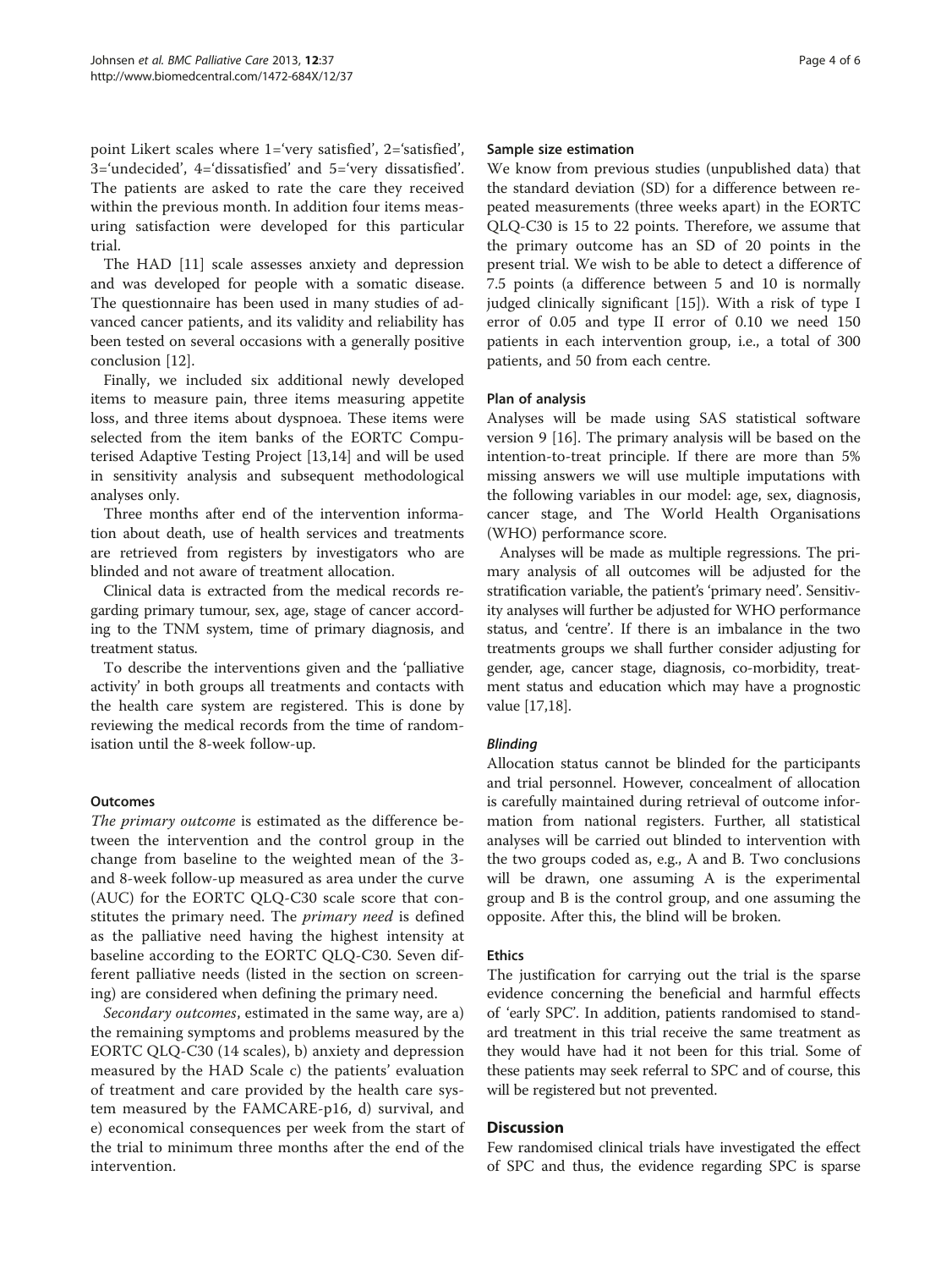point Likert scales where 1='very satisfied', 2='satisfied', 3='undecided', 4='dissatisfied' and 5='very dissatisfied'. The patients are asked to rate the care they received within the previous month. In addition four items measuring satisfaction were developed for this particular trial.

The HAD [11] scale assesses anxiety and depression and was developed for people with a somatic disease. The questionnaire has been used in many studies of advanced cancer patients, and its validity and reliability has been tested on several occasions with a generally positive conclusion [12].

Finally, we included six additional newly developed items to measure pain, three items measuring appetite loss, and three items about dyspnoea. These items were selected from the item banks of the EORTC Computerised Adaptive Testing Project [13,14] and will be used in sensitivity analysis and subsequent methodological analyses only.

Three months after end of the intervention information about death, use of health services and treatments are retrieved from registers by investigators who are blinded and not aware of treatment allocation.

Clinical data is extracted from the medical records regarding primary tumour, sex, age, stage of cancer according to the TNM system, time of primary diagnosis, and treatment status.

To describe the interventions given and the 'palliative activity' in both groups all treatments and contacts with the health care system are registered. This is done by reviewing the medical records from the time of randomisation until the 8-week follow-up.

### Outcomes

*The primary outcome* is estimated as the difference between the intervention and the control group in the change from baseline to the weighted mean of the 3- and 8-week follow-up measured as area under the curve (AUC) for the EORTC QLQ-C30 scale score that constitutes the primary need. The *primary need* is defined as the palliative need having the highest intensity at baseline according to the EORTC QLQ-C30. Seven different palliative needs (listed in the section on screening) are considered when defining the primary need.

*Secondary outcomes*, estimated in the same way, are a) the remaining symptoms and problems measured by the EORTC QLQ-C30 (14 scales), b) anxiety and depression measured by the HAD Scale c) the patients' evaluation of treatment and care provided by the health care system measured by the FAMCARE-p16, d) survival, and e) economical consequences per week from the start of the trial to minimum three months after the end of the intervention.

### Sample size estimation

We know from previous studies (unpublished data) that the standard deviation (SD) for a difference between repeated measurements (three weeks apart) in the EORTC QLQ-C30 is 15 to 22 points. Therefore, we assume that the primary outcome has an SD of 20 points in the present trial. We wish to be able to detect a difference of 7.5 points (a difference between 5 and 10 is normally judged clinically significant [15]). With a risk of type I error of 0.05 and type II error of 0.10 we need 150 patients in each intervention group, i.e., a total of 300 patients, and 50 from each centre.

### Plan of analysis

Analyses will be made using SAS statistical software version 9 [16]. The primary analysis will be based on the intention-to-treat principle. If there are more than 5% missing answers we will use multiple imputations with the following variables in our model: age, sex, diagnosis, cancer stage, and The World Health Organisations (WHO) performance score.

Analyses will be made as multiple regressions. The primary analysis of all outcomes will be adjusted for the stratification variable, the patient's 'primary need'. Sensitivity analyses will further be adjusted for WHO performance status, and 'centre'. If there is an imbalance in the two treatments groups we shall further consider adjusting for gender, age, cancer stage, diagnosis, co-morbidity, treatment status and education which may have a prognostic value [17,18].

#### *Blinding*

Allocation status cannot be blinded for the participants and trial personnel. However, concealment of allocation is carefully maintained during retrieval of outcome information from national registers. Further, all statistical analyses will be carried out blinded to intervention with the two groups coded as, e.g., A and B. Two conclusions will be drawn, one assuming A is the experimental group and B is the control group, and one assuming the opposite. After this, the blind will be broken.

### Ethics

The justification for carrying out the trial is the sparse evidence concerning the beneficial and harmful effects of 'early SPC'. In addition, patients randomised to standard treatment in this trial receive the same treatment as they would have had it not been for this trial. Some of these patients may seek referral to SPC and of course, this will be registered but not prevented.

## Discussion

Few randomised clinical trials have investigated the effect of SPC and thus, the evidence regarding SPC is sparse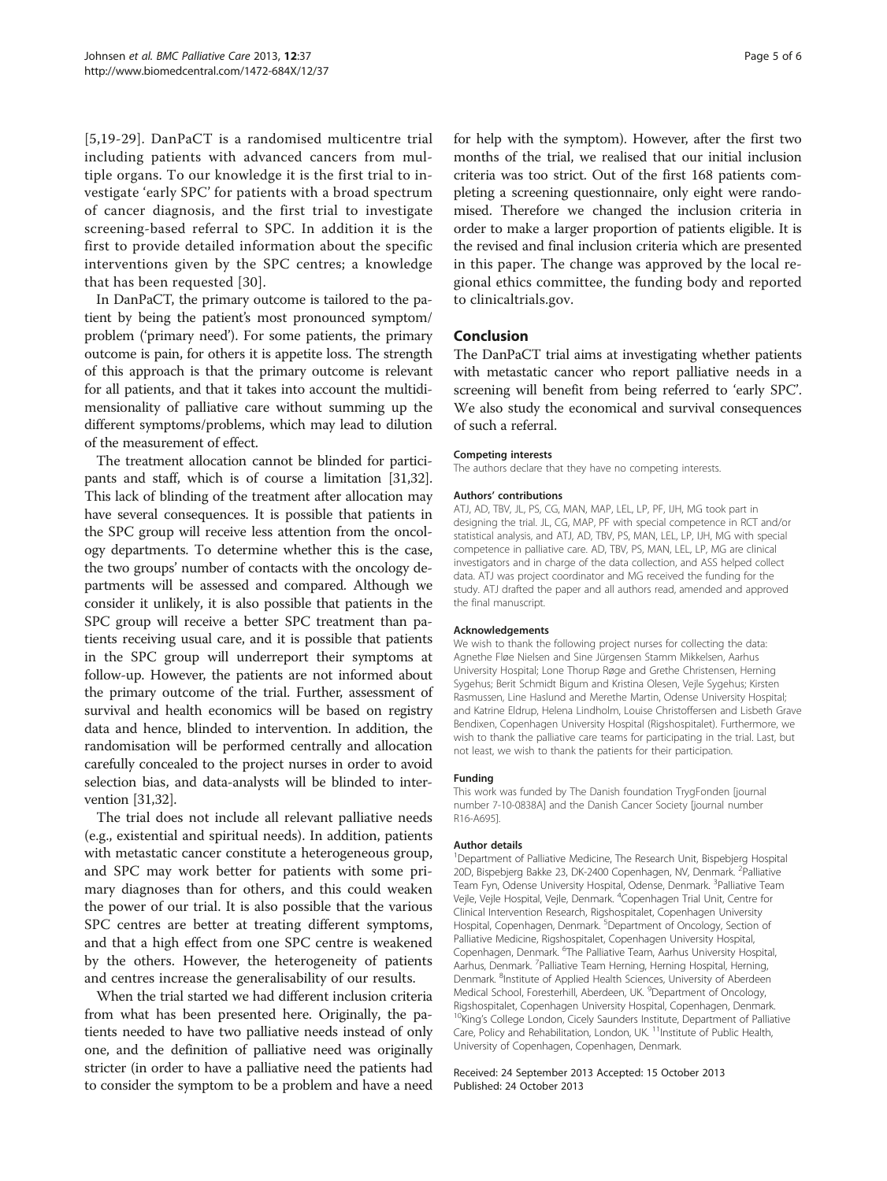[5,19-29]. DanPaCT is a randomised multicentre trial including patients with advanced cancers from multiple organs. To our knowledge it is the first trial to investigate 'early SPC' for patients with a broad spectrum of cancer diagnosis, and the first trial to investigate screening-based referral to SPC. In addition it is the first to provide detailed information about the specific interventions given by the SPC centres; a knowledge that has been requested [30].

In DanPaCT, the primary outcome is tailored to the patient by being the patient's most pronounced symptom/problem ('primary need'). For some patients, the primary outcome is pain, for others it is appetite loss. The strength of this approach is that the primary outcome is relevant for all patients, and that it takes into account the multidimensionality of palliative care without summing up the different symptoms/problems, which may lead to dilution of the measurement of effect.

The treatment allocation cannot be blinded for participants and staff, which is of course a limitation [31,32]. This lack of blinding of the treatment after allocation may have several consequences. It is possible that patients in the SPC group will receive less attention from the oncology departments. To determine whether this is the case, the two groups' number of contacts with the oncology departments will be assessed and compared. Although we consider it unlikely, it is also possible that patients in the SPC group will receive a better SPC treatment than patients receiving usual care, and it is possible that patients in the SPC group will underreport their symptoms at follow-up. However, the patients are not informed about the primary outcome of the trial. Further, assessment of survival and health economics will be based on registry data and hence, blinded to intervention. In addition, the randomisation will be performed centrally and allocation carefully concealed to the project nurses in order to avoid selection bias, and data-analysts will be blinded to intervention [31,32].

The trial does not include all relevant palliative needs (e.g., existential and spiritual needs). In addition, patients with metastatic cancer constitute a heterogeneous group, and SPC may work better for patients with some primary diagnoses than for others, and this could weaken the power of our trial. It is also possible that the various SPC centres are better at treating different symptoms, and that a high effect from one SPC centre is weakened by the others. However, the heterogeneity of patients and centres increase the generalisability of our results.

When the trial started we had different inclusion criteria from what has been presented here. Originally, the patients needed to have two palliative needs instead of only one, and the definition of palliative need was originally stricter (in order to have a palliative need the patients had to consider the symptom to be a problem and have a need for help with the symptom). However, after the first two months of the trial, we realised that our initial inclusion criteria was too strict. Out of the first 168 patients completing a screening questionnaire, only eight were randomised. Therefore we changed the inclusion criteria in order to make a larger proportion of patients eligible. It is the revised and final inclusion criteria which are presented in this paper. The change was approved by the local regional ethics committee, the funding body and reported to clinicaltrials.gov.

## Conclusion

The DanPaCT trial aims at investigating whether patients with metastatic cancer who report palliative needs in a screening will benefit from being referred to 'early SPC'. We also study the economical and survival consequences of such a referral.

#### Competing interests

The authors declare that they have no competing interests.

#### Authors' contributions

ATJ, AD, TBV, JL, PS, CG, MAN, MAP, LEL, LP, PF, IJH, MG took part in designing the trial. JL, CG, MAP, PF with special competence in RCT and/or statistical analysis, and ATJ, AD, TBV, PS, MAN, LEL, LP, IJH, MG with special competence in palliative care. AD, TBV, PS, MAN, LEL, LP, MG are clinical investigators and in charge of the data collection, and ASS helped collect data. ATJ was project coordinator and MG received the funding for the study. ATJ drafted the paper and all authors read, amended and approved the final manuscript.

#### Acknowledgements

We wish to thank the following project nurses for collecting the data: Agnethe Fløe Nielsen and Sine Jürgensen Stamm Mikkelsen, Aarhus University Hospital; Lone Thorup Røge and Grethe Christensen, Herning Sygehus; Berit Schmidt Bigum and Kristina Olesen, Vejle Sygehus; Kirsten Rasmussen, Line Haslund and Merethe Martin, Odense University Hospital; and Katrine Eldrup, Helena Lindholm, Louise Christoffersen and Lisbeth Grave Bendixen, Copenhagen University Hospital (Rigshospitalet). Furthermore, we wish to thank the palliative care teams for participating in the trial. Last, but not least, we wish to thank the patients for their participation.

#### Funding

This work was funded by The Danish foundation TrygFonden [journal number 7-10-0838A] and the Danish Cancer Society [journal number R16-A695].

#### Author details

[1]Department of Palliative Medicine, The Research Unit, Bispebjerg Hospital 20D, Bispebjerg Bakke 23, DK-2400 Copenhagen, NV, Denmark. [2]Palliative Team Fyn, Odense University Hospital, Odense, Denmark. [3]Palliative Team Vejle, Vejle Hospital, Vejle, Denmark. [4]Copenhagen Trial Unit, Centre for Clinical Intervention Research, Rigshospitalet, Copenhagen University Hospital, Copenhagen, Denmark. [5]Department of Oncology, Section of Palliative Medicine, Rigshospitalet, Copenhagen University Hospital, Copenhagen, Denmark. [6]The Palliative Team, Aarhus University Hospital, Aarhus, Denmark. [7]Palliative Team Herning, Herning Hospital, Herning, Denmark. [8]Institute of Applied Health Sciences, University of Aberdeen Medical School, Foresterhill, Aberdeen, UK. [9]Department of Oncology, Rigshospitalet, Copenhagen University Hospital, Copenhagen, Denmark. [10]King's College London, Cicely Saunders Institute, Department of Palliative Care, Policy and Rehabilitation, London, UK. [11]Institute of Public Health, University of Copenhagen, Copenhagen, Denmark.

Received: 24 September 2013 Accepted: 15 October 2013
Published: 24 October 2013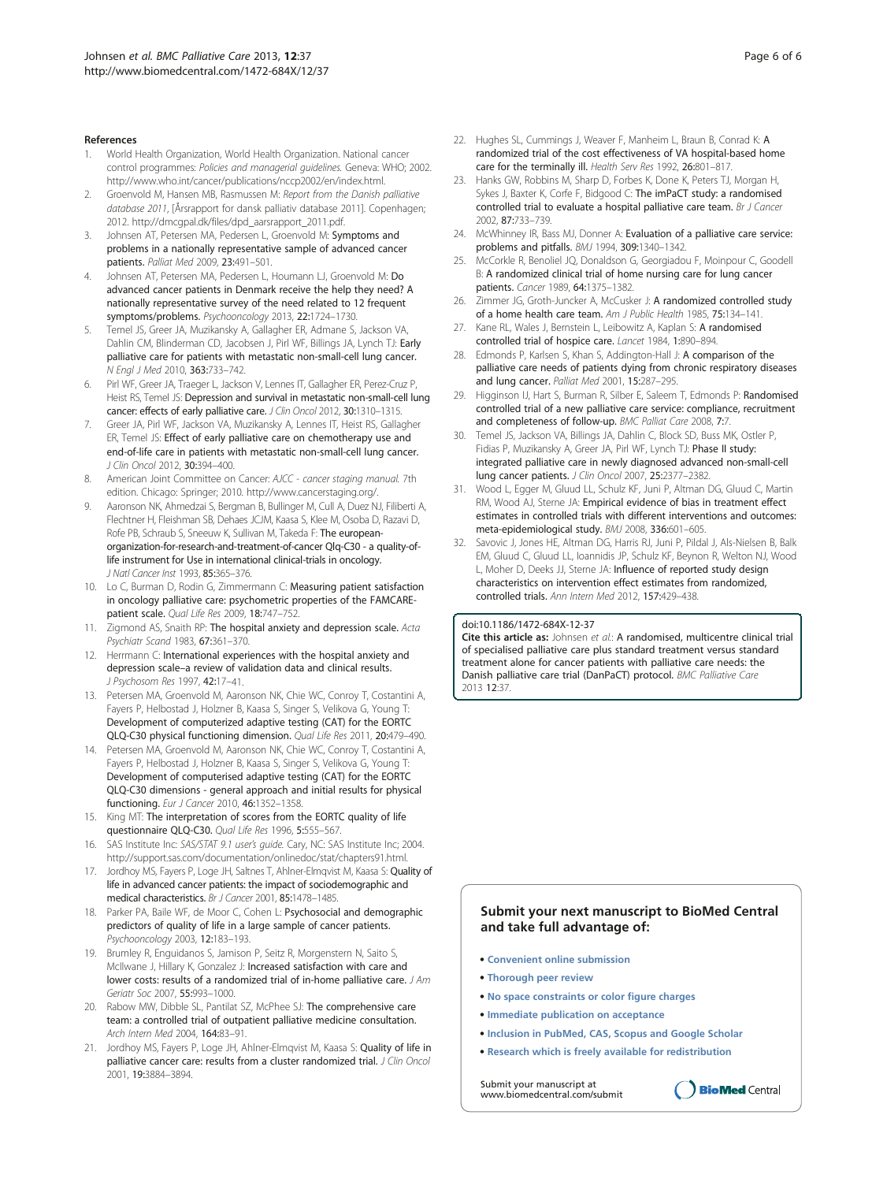## References

1. World Health Organization, World Health Organization. National cancer control programmes: *Policies and managerial guidelines.* Geneva: WHO; 2002. http://www.who.int/cancer/publications/nccp2002/en/index.html.
2. Groenvold M, Hansen MB, Rasmussen M: *Report from the Danish palliative database 2011*, [Årsrapport for dansk palliativ database 2011]. Copenhagen; 2012. http://dmcgpal.dk/files/dpd_aarsrapport_2011.pdf.
3. Johnsen AT, Petersen MA, Pedersen L, Groenvold M: **Symptoms and problems in a nationally representative sample of advanced cancer patients.** *Palliat Med* 2009, **23:**491–501.
4. Johnsen AT, Petersen MA, Pedersen L, Houmann LJ, Groenvold M: **Do advanced cancer patients in Denmark receive the help they need? A nationally representative survey of the need related to 12 frequent symptoms/problems.** *Psychooncology* 2013, **22:**1724–1730.
5. Temel JS, Greer JA, Muzikansky A, Gallagher ER, Admane S, Jackson VA, Dahlin CM, Blinderman CD, Jacobsen J, Pirl WF, Billings JA, Lynch TJ: **Early palliative care for patients with metastatic non-small-cell lung cancer.** *N Engl J Med* 2010, **363:**733–742.
6. Pirl WF, Greer JA, Traeger L, Jackson V, Lennes IT, Gallagher ER, Perez-Cruz P, Heist RS, Temel JS: **Depression and survival in metastatic non-small-cell lung cancer: effects of early palliative care.** *J Clin Oncol* 2012, **30:**1310–1315.
7. Greer JA, Pirl WF, Jackson VA, Muzikansky A, Lennes IT, Heist RS, Gallagher ER, Temel JS: **Effect of early palliative care on chemotherapy use and end-of-life care in patients with metastatic non-small-cell lung cancer.** *J Clin Oncol* 2012, **30:**394–400.
8. American Joint Committee on Cancer: *AJCC - cancer staging manual.* 7th edition. Chicago: Springer; 2010. http://www.cancerstaging.org/.
9. Aaronson NK, Ahmedzai S, Bergman B, Bullinger M, Cull A, Duez NJ, Filiberti A, Flechtner H, Fleishman SB, Dehaes JCJM, Kaasa S, Klee M, Osoba D, Razavi D, Rofe PB, Schraub S, Sneeuw K, Sullivan M, Takeda F: **The european-organization-for-research-and-treatment-of-cancer Qlq-C30 - a quality-of-life instrument for Use in international clinical-trials in oncology.** *J Natl Cancer Inst* 1993, **85:**365–376.
10. Lo C, Burman D, Rodin G, Zimmermann C: **Measuring patient satisfaction in oncology palliative care: psychometric properties of the FAMCARE-patient scale.** *Qual Life Res* 2009, **18:**747–752.
11. Zigmond AS, Snaith RP: **The hospital anxiety and depression scale.** *Acta Psychiatr Scand* 1983, **67:**361–370.
12. Herrmann C: **International experiences with the hospital anxiety and depression scale–a review of validation data and clinical results.** *J Psychosom Res* 1997, **42:**17–41.
13. Petersen MA, Groenvold M, Aaronson NK, Chie WC, Conroy T, Costantini A, Fayers P, Helbostad J, Holzner B, Kaasa S, Singer S, Velikova G, Young T: **Development of computerized adaptive testing (CAT) for the EORTC QLQ-C30 physical functioning dimension.** *Qual Life Res* 2011, **20:**479–490.
14. Petersen MA, Groenvold M, Aaronson NK, Chie WC, Conroy T, Costantini A, Fayers P, Helbostad J, Holzner B, Kaasa S, Singer S, Velikova G, Young T: **Development of computerised adaptive testing (CAT) for the EORTC QLQ-C30 dimensions - general approach and initial results for physical functioning.** *Eur J Cancer* 2010, **46:**1352–1358.
15. King MT: **The interpretation of scores from the EORTC quality of life questionnaire QLQ-C30.** *Qual Life Res* 1996, **5:**555–567.
16. SAS Institute Inc: *SAS/STAT 9.1 user's guide.* Cary, NC: SAS Institute Inc; 2004. http://support.sas.com/documentation/onlinedoc/stat/chapters91.html.
17. Jordhoy MS, Fayers P, Loge JH, Saltnes T, Ahlner-Elmqvist M, Kaasa S: **Quality of life in advanced cancer patients: the impact of sociodemographic and medical characteristics.** *Br J Cancer* 2001, **85:**1478–1485.
18. Parker PA, Baile WF, de Moor C, Cohen L: **Psychosocial and demographic predictors of quality of life in a large sample of cancer patients.** *Psychooncology* 2003, **12:**183–193.
19. Brumley R, Enguidanos S, Jamison P, Seitz R, Morgenstern N, Saito S, McIlwane J, Hillary K, Gonzalez J: **Increased satisfaction with care and lower costs: results of a randomized trial of in-home palliative care.** *J Am Geriatr Soc* 2007, **55:**993–1000.
20. Rabow MW, Dibble SL, Pantilat SZ, McPhee SJ: **The comprehensive care team: a controlled trial of outpatient palliative medicine consultation.** *Arch Intern Med* 2004, **164:**83–91.
21. Jordhoy MS, Fayers P, Loge JH, Ahlner-Elmqvist M, Kaasa S: **Quality of life in palliative cancer care: results from a cluster randomized trial.** *J Clin Oncol* 2001, **19:**3884–3894.
22. Hughes SL, Cummings J, Weaver F, Manheim L, Braun B, Conrad K: **A randomized trial of the cost effectiveness of VA hospital-based home care for the terminally ill.** *Health Serv Res* 1992, **26:**801–817.
23. Hanks GW, Robbins M, Sharp D, Forbes K, Done K, Peters TJ, Morgan H, Sykes J, Baxter K, Corfe F, Bidgood C: **The imPaCT study: a randomised controlled trial to evaluate a hospital palliative care team.** *Br J Cancer* 2002, **87:**733–739.
24. McWhinney IR, Bass MJ, Donner A: **Evaluation of a palliative care service: problems and pitfalls.** *BMJ* 1994, **309:**1340–1342.
25. McCorkle R, Benoliel JQ, Donaldson G, Georgiadou F, Moinpour C, Goodell B: **A randomized clinical trial of home nursing care for lung cancer patients.** *Cancer* 1989, **64:**1375–1382.
26. Zimmer JG, Groth-Juncker A, McCusker J: **A randomized controlled study of a home health care team.** *Am J Public Health* 1985, **75:**134–141.
27. Kane RL, Wales J, Bernstein L, Leibowitz A, Kaplan S: **A randomised controlled trial of hospice care.** *Lancet* 1984, **1:**890–894.
28. Edmonds P, Karlsen S, Khan S, Addington-Hall J: **A comparison of the palliative care needs of patients dying from chronic respiratory diseases and lung cancer.** *Palliat Med* 2001, **15:**287–295.
29. Higginson IJ, Hart S, Burman R, Silber E, Saleem T, Edmonds P: **Randomised controlled trial of a new palliative care service: compliance, recruitment and completeness of follow-up.** *BMC Palliat Care* 2008, **7:**7.
30. Temel JS, Jackson VA, Billings JA, Dahlin C, Block SD, Buss MK, Ostler P, Fidias P, Muzikansky A, Greer JA, Pirl WF, Lynch TJ: **Phase II study: integrated palliative care in newly diagnosed advanced non-small-cell lung cancer patients.** *J Clin Oncol* 2007, **25:**2377–2382.
31. Wood L, Egger M, Gluud LL, Schulz KF, Juni P, Altman DG, Gluud C, Martin RM, Wood AJ, Sterne JA: **Empirical evidence of bias in treatment effect estimates in controlled trials with different interventions and outcomes: meta-epidemiological study.** *BMJ* 2008, **336:**601–605.
32. Savovic J, Jones HE, Altman DG, Harris RJ, Juni P, Pildal J, Als-Nielsen B, Balk EM, Gluud C, Gluud LL, Ioannidis JP, Schulz KF, Beynon R, Welton NJ, Wood L, Moher D, Deeks JJ, Sterne JA: **Influence of reported study design characteristics on intervention effect estimates from randomized, controlled trials.** *Ann Intern Med* 2012, **157:**429–438.

doi:10.1186/1472-684X-12-37

**Cite this article as:** Johnsen *et al.*: A randomised, multicentre clinical trial of specialised palliative care plus standard treatment versus standard treatment alone for cancer patients with palliative care needs: the Danish palliative care trial (DanPaCT) protocol. *BMC Palliative Care* 2013 **12**:37.

**Submit your next manuscript to BioMed Central and take full advantage of:**

- **Convenient online submission**
- **Thorough peer review**
- **No space constraints or color figure charges**
- **Immediate publication on acceptance**
- **Inclusion in PubMed, CAS, Scopus and Google Scholar**
- **Research which is freely available for redistribution**

Submit your manuscript at www.biomedcentral.com/submit

BioMed Central